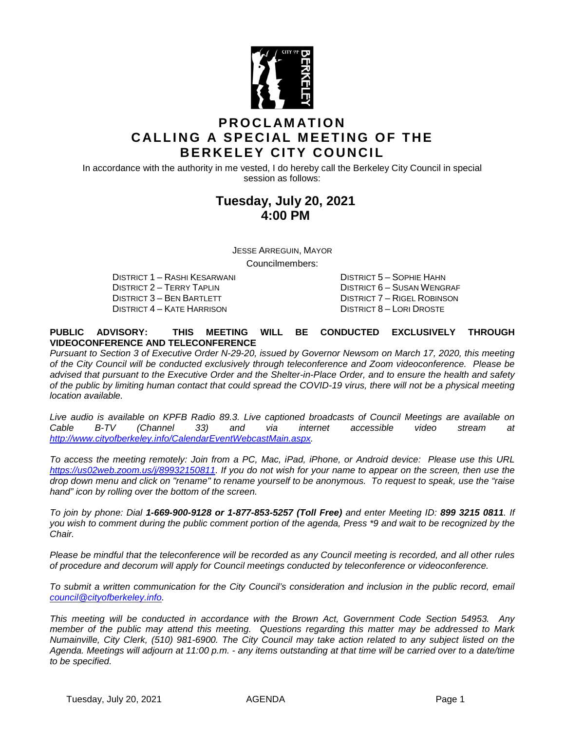# PROCLAMATION CALLING A SPECIAL MEETING OF THE BERKELEY CITY COUNCIL

In accordance with the authority in me vested, I do hereby call the Berkeley City Council in special session as follows:

## Tuesday, July 20, 2021
## 4:00 PM

JESSE ARREGUIN, MAYOR

Councilmembers:

DISTRICT 1 – RASHI KESARWANI
DISTRICT 2 – TERRY TAPLIN
DISTRICT 3 – BEN BARTLETT
DISTRICT 4 – KATE HARRISON
DISTRICT 5 – SOPHIE HAHN
DISTRICT 6 – SUSAN WENGRAF
DISTRICT 7 – RIGEL ROBINSON
DISTRICT 8 – LORI DROSTE

**PUBLIC ADVISORY: THIS MEETING WILL BE CONDUCTED EXCLUSIVELY THROUGH VIDEOCONFERENCE AND TELECONFERENCE**

*Pursuant to Section 3 of Executive Order N-29-20, issued by Governor Newsom on March 17, 2020, this meeting of the City Council will be conducted exclusively through teleconference and Zoom videoconference. Please be advised that pursuant to the Executive Order and the Shelter-in-Place Order, and to ensure the health and safety of the public by limiting human contact that could spread the COVID-19 virus, there will not be a physical meeting location available.*

*Live audio is available on KPFB Radio 89.3. Live captioned broadcasts of Council Meetings are available on Cable B-TV (Channel 33) and via internet accessible video stream at [http://www.cityofberkeley.info/CalendarEventWebcastMain.aspx](http://www.cityofberkeley.info/CalendarEventWebcastMain.aspx).*

*To access the meeting remotely: Join from a PC, Mac, iPad, iPhone, or Android device: Please use this URL [https://us02web.zoom.us/j/89932150811](https://us02web.zoom.us/j/89932150811). If you do not wish for your name to appear on the screen, then use the drop down menu and click on "rename" to rename yourself to be anonymous. To request to speak, use the "raise hand" icon by rolling over the bottom of the screen.*

*To join by phone: Dial **1-669-900-9128 or 1-877-853-5257 (Toll Free)** and enter Meeting ID: **899 3215 0811**. If you wish to comment during the public comment portion of the agenda, Press \*9 and wait to be recognized by the Chair.*

*Please be mindful that the teleconference will be recorded as any Council meeting is recorded, and all other rules of procedure and decorum will apply for Council meetings conducted by teleconference or videoconference.*

*To submit a written communication for the City Council's consideration and inclusion in the public record, email [council@cityofberkeley.info](mailto:council@cityofberkeley.info).*

*This meeting will be conducted in accordance with the Brown Act, Government Code Section 54953. Any member of the public may attend this meeting. Questions regarding this matter may be addressed to Mark Numainville, City Clerk, (510) 981-6900. The City Council may take action related to any subject listed on the Agenda. Meetings will adjourn at 11:00 p.m. - any items outstanding at that time will be carried over to a date/time to be specified.*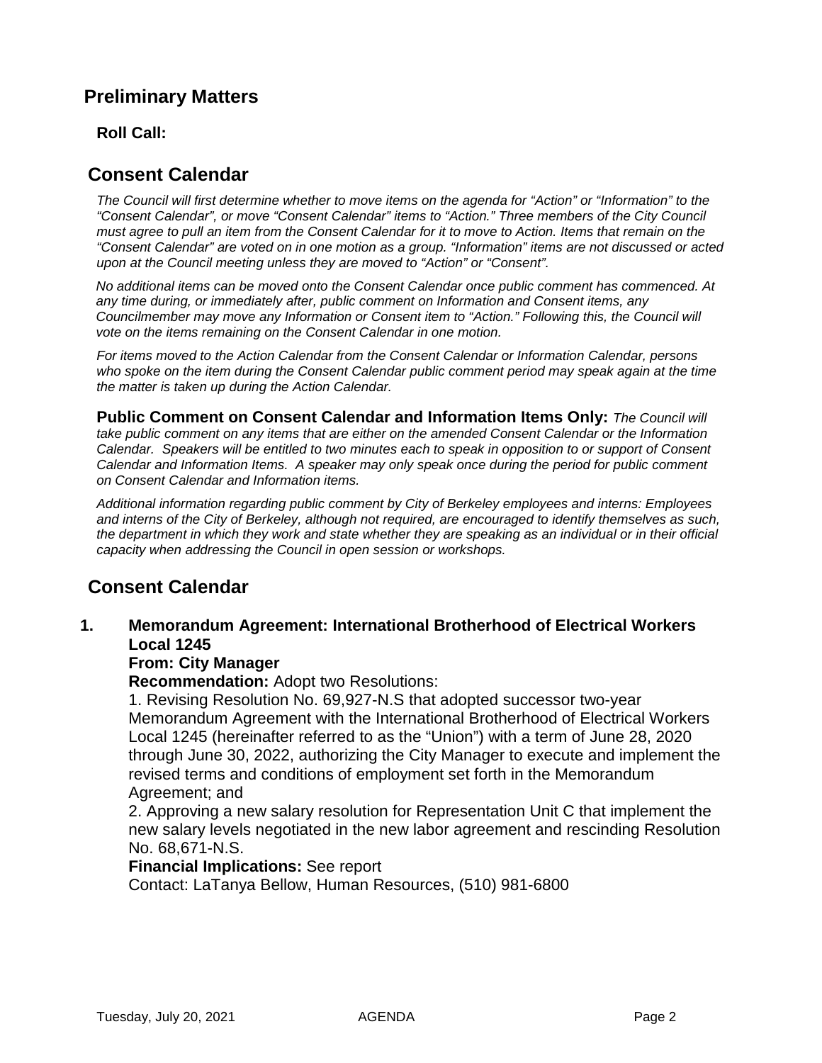## Preliminary Matters

**Roll Call:**

## Consent Calendar

*The Council will first determine whether to move items on the agenda for "Action" or "Information" to the "Consent Calendar", or move "Consent Calendar" items to "Action." Three members of the City Council must agree to pull an item from the Consent Calendar for it to move to Action. Items that remain on the "Consent Calendar" are voted on in one motion as a group. "Information" items are not discussed or acted upon at the Council meeting unless they are moved to "Action" or "Consent".*

*No additional items can be moved onto the Consent Calendar once public comment has commenced. At any time during, or immediately after, public comment on Information and Consent items, any Councilmember may move any Information or Consent item to "Action." Following this, the Council will vote on the items remaining on the Consent Calendar in one motion.*

*For items moved to the Action Calendar from the Consent Calendar or Information Calendar, persons who spoke on the item during the Consent Calendar public comment period may speak again at the time the matter is taken up during the Action Calendar.*

**Public Comment on Consent Calendar and Information Items Only:** *The Council will take public comment on any items that are either on the amended Consent Calendar or the Information Calendar. Speakers will be entitled to two minutes each to speak in opposition to or support of Consent Calendar and Information Items. A speaker may only speak once during the period for public comment on Consent Calendar and Information items.*

*Additional information regarding public comment by City of Berkeley employees and interns: Employees and interns of the City of Berkeley, although not required, are encouraged to identify themselves as such, the department in which they work and state whether they are speaking as an individual or in their official capacity when addressing the Council in open session or workshops.*

## Consent Calendar

**1. Memorandum Agreement: International Brotherhood of Electrical Workers Local 1245**

**From: City Manager**

**Recommendation:** Adopt two Resolutions:

1. Revising Resolution No. 69,927-N.S that adopted successor two-year Memorandum Agreement with the International Brotherhood of Electrical Workers Local 1245 (hereinafter referred to as the "Union") with a term of June 28, 2020 through June 30, 2022, authorizing the City Manager to execute and implement the revised terms and conditions of employment set forth in the Memorandum Agreement; and
2. Approving a new salary resolution for Representation Unit C that implement the new salary levels negotiated in the new labor agreement and rescinding Resolution No. 68,671-N.S.

**Financial Implications:** See report

Contact: LaTanya Bellow, Human Resources, (510) 981-6800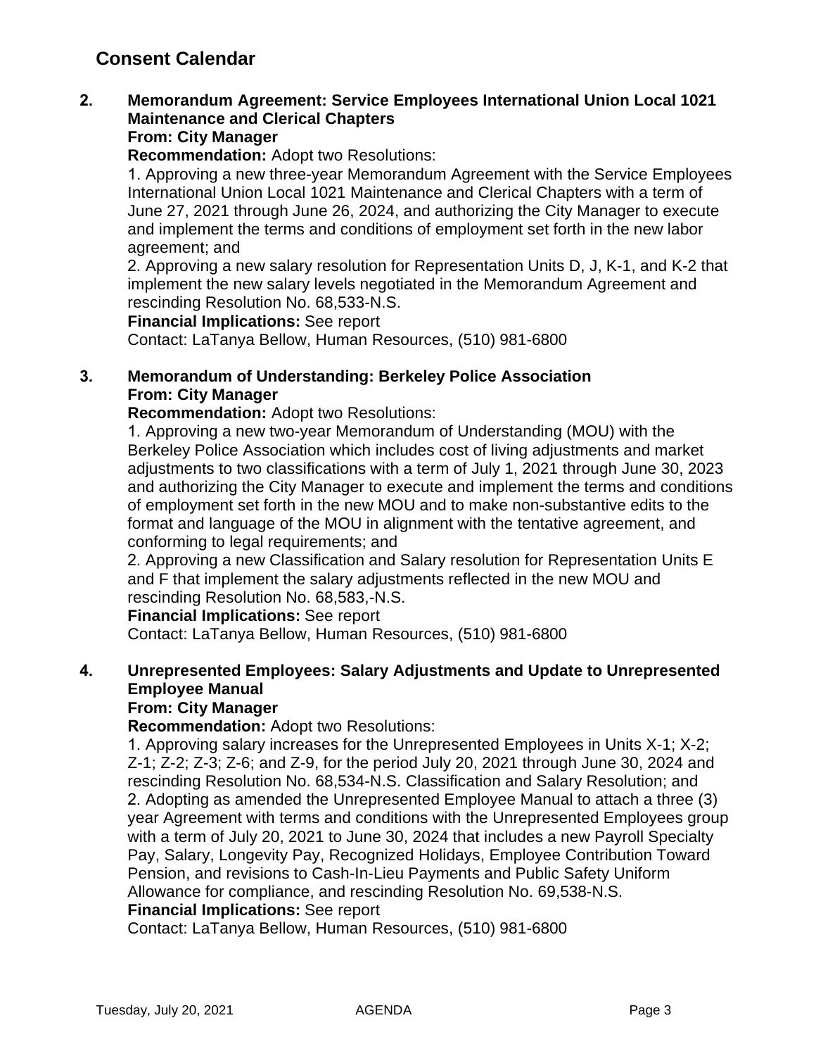## Consent Calendar

**2. Memorandum Agreement: Service Employees International Union Local 1021 Maintenance and Clerical Chapters**
**From: City Manager**
**Recommendation:** Adopt two Resolutions:
1. Approving a new three-year Memorandum Agreement with the Service Employees International Union Local 1021 Maintenance and Clerical Chapters with a term of June 27, 2021 through June 26, 2024, and authorizing the City Manager to execute and implement the terms and conditions of employment set forth in the new labor agreement; and
2. Approving a new salary resolution for Representation Units D, J, K-1, and K-2 that implement the new salary levels negotiated in the Memorandum Agreement and rescinding Resolution No. 68,533-N.S.

**Financial Implications:** See report
Contact: LaTanya Bellow, Human Resources, (510) 981-6800

**3. Memorandum of Understanding: Berkeley Police Association**
**From: City Manager**
**Recommendation:** Adopt two Resolutions:
1. Approving a new two-year Memorandum of Understanding (MOU) with the Berkeley Police Association which includes cost of living adjustments and market adjustments to two classifications with a term of July 1, 2021 through June 30, 2023 and authorizing the City Manager to execute and implement the terms and conditions of employment set forth in the new MOU and to make non-substantive edits to the format and language of the MOU in alignment with the tentative agreement, and conforming to legal requirements; and
2. Approving a new Classification and Salary resolution for Representation Units E and F that implement the salary adjustments reflected in the new MOU and rescinding Resolution No. 68,583,-N.S.

**Financial Implications:** See report
Contact: LaTanya Bellow, Human Resources, (510) 981-6800

**4. Unrepresented Employees: Salary Adjustments and Update to Unrepresented Employee Manual**
**From: City Manager**
**Recommendation:** Adopt two Resolutions:
1. Approving salary increases for the Unrepresented Employees in Units X-1; X-2; Z-1; Z-2; Z-3; Z-6; and Z-9, for the period July 20, 2021 through June 30, 2024 and rescinding Resolution No. 68,534-N.S. Classification and Salary Resolution; and
2. Adopting as amended the Unrepresented Employee Manual to attach a three (3) year Agreement with terms and conditions with the Unrepresented Employees group with a term of July 20, 2021 to June 30, 2024 that includes a new Payroll Specialty Pay, Salary, Longevity Pay, Recognized Holidays, Employee Contribution Toward Pension, and revisions to Cash-In-Lieu Payments and Public Safety Uniform Allowance for compliance, and rescinding Resolution No. 69,538-N.S.

**Financial Implications:** See report
Contact: LaTanya Bellow, Human Resources, (510) 981-6800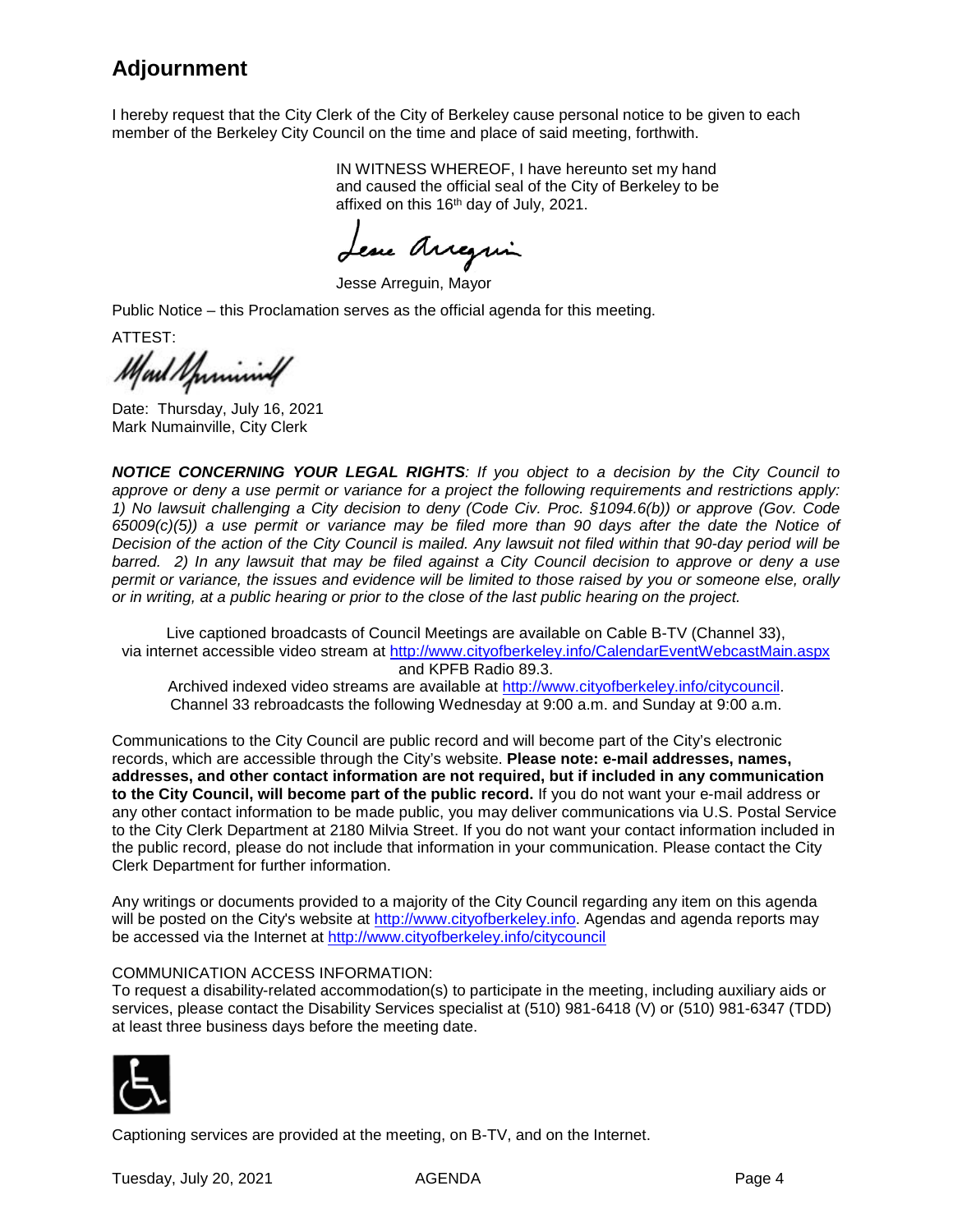## Adjournment

I hereby request that the City Clerk of the City of Berkeley cause personal notice to be given to each member of the Berkeley City Council on the time and place of said meeting, forthwith.

IN WITNESS WHEREOF, I have hereunto set my hand and caused the official seal of the City of Berkeley to be affixed on this 16th day of July, 2021.

Jesse Arreguin, Mayor

Public Notice – this Proclamation serves as the official agenda for this meeting.

ATTEST:

Date: Thursday, July 16, 2021
Mark Numainville, City Clerk

***NOTICE CONCERNING YOUR LEGAL RIGHTS**: If you object to a decision by the City Council to approve or deny a use permit or variance for a project the following requirements and restrictions apply: 1) No lawsuit challenging a City decision to deny (Code Civ. Proc. §1094.6(b)) or approve (Gov. Code 65009(c)(5)) a use permit or variance may be filed more than 90 days after the date the Notice of Decision of the action of the City Council is mailed. Any lawsuit not filed within that 90-day period will be barred. 2) In any lawsuit that may be filed against a City Council decision to approve or deny a use permit or variance, the issues and evidence will be limited to those raised by you or someone else, orally or in writing, at a public hearing or prior to the close of the last public hearing on the project.*

Live captioned broadcasts of Council Meetings are available on Cable B-TV (Channel 33), via internet accessible video stream at http://www.cityofberkeley.info/CalendarEventWebcastMain.aspx and KPFB Radio 89.3.
Archived indexed video streams are available at http://www.cityofberkeley.info/citycouncil.
Channel 33 rebroadcasts the following Wednesday at 9:00 a.m. and Sunday at 9:00 a.m.

Communications to the City Council are public record and will become part of the City's electronic records, which are accessible through the City's website. **Please note: e-mail addresses, names, addresses, and other contact information are not required, but if included in any communication to the City Council, will become part of the public record.** If you do not want your e-mail address or any other contact information to be made public, you may deliver communications via U.S. Postal Service to the City Clerk Department at 2180 Milvia Street. If you do not want your contact information included in the public record, please do not include that information in your communication. Please contact the City Clerk Department for further information.

Any writings or documents provided to a majority of the City Council regarding any item on this agenda will be posted on the City's website at http://www.cityofberkeley.info. Agendas and agenda reports may be accessed via the Internet at http://www.cityofberkeley.info/citycouncil

COMMUNICATION ACCESS INFORMATION:
To request a disability-related accommodation(s) to participate in the meeting, including auxiliary aids or services, please contact the Disability Services specialist at (510) 981-6418 (V) or (510) 981-6347 (TDD) at least three business days before the meeting date.

Captioning services are provided at the meeting, on B-TV, and on the Internet.